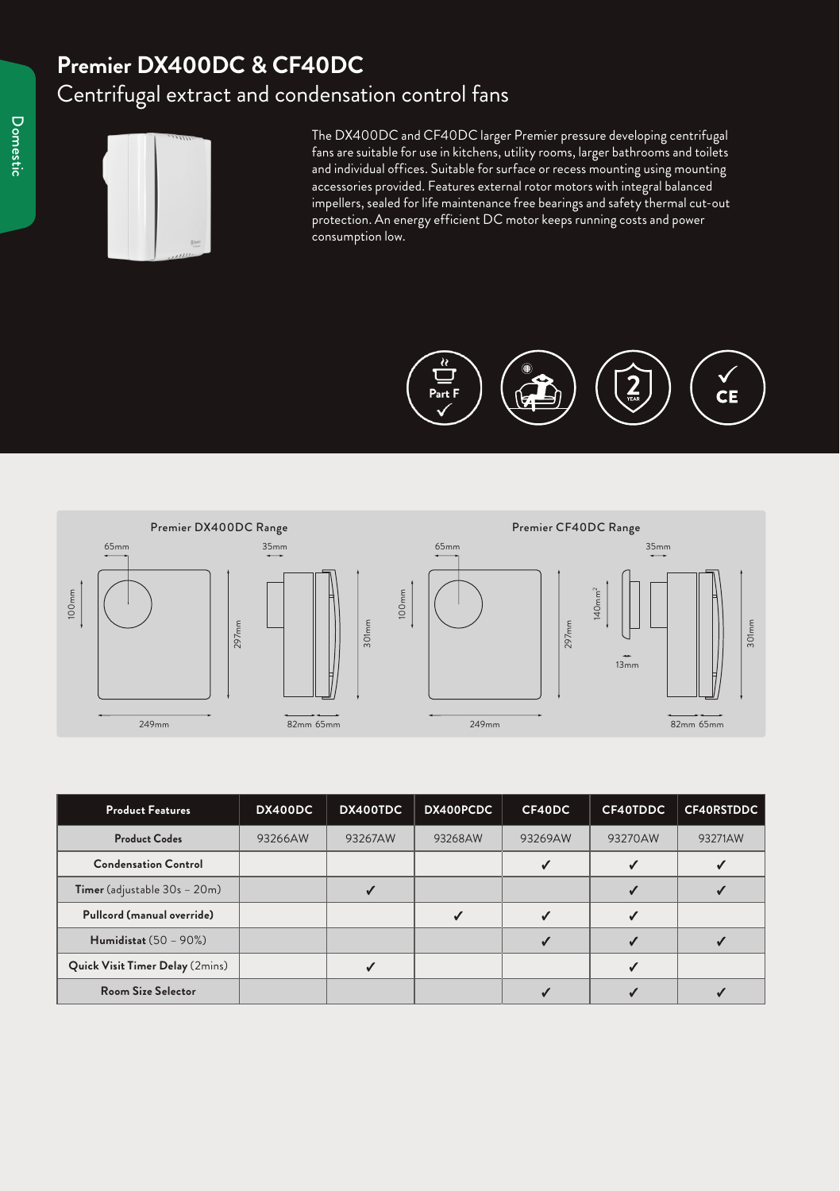# Premier DX400DC & CF40DC

## Centrifugal extract and condensation control fans

The DX400DC and CF40DC larger Premier pressure developing centrifugal fans are suitable for use in kitchens, utility rooms, larger bathrooms and toilets and individual offices. Suitable for surface or recess mounting using mounting accessories provided. Features external rotor motors with integral balanced impellers, sealed for life maintenance free bearings and safety thermal cut-out protection. An energy efficient DC motor keeps running costs and power consumption low.

Premier DX400DC Range

65mm, 35mm, 100mm, 297mm, 301mm, 249mm, 82mm, 65mm

Premier CF40DC Range

65mm, 35mm, 100mm, 140mm², 297mm, 13mm, 301mm, 249mm, 82mm, 65mm

| Product Features | DX400DC | DX400TDC | DX400PCDC | CF40DC | CF40TDDC | CF40RSTDDC |
|---|---|---|---|---|---|---|
| **Product Codes** | 93266AW | 93267AW | 93268AW | 93269AW | 93270AW | 93271AW |
| **Condensation Control** | | | | ✓ | ✓ | ✓ |
| **Timer** (adjustable 30s – 20m) | | ✓ | | | ✓ | ✓ |
| **Pullcord (manual override)** | | | ✓ | ✓ | ✓ | |
| **Humidistat** (50 – 90%) | | | | ✓ | ✓ | ✓ |
| **Quick Visit Timer Delay** (2mins) | | ✓ | | | ✓ | |
| **Room Size Selector** | | | | ✓ | ✓ | ✓ |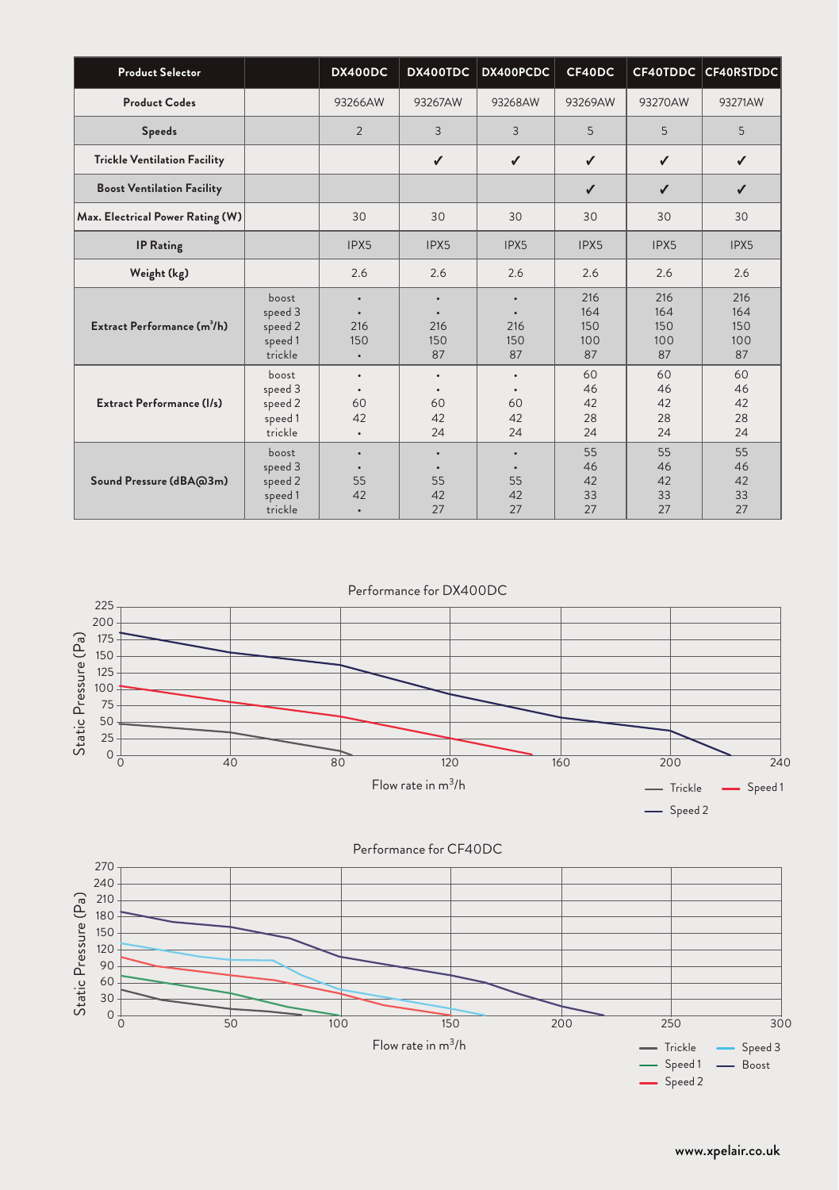| Product Selector | | DX400DC | DX400TDC | DX400PCDC | CF40DC | CF40TDDC | CF40RSTDDC |
|---|---|---|---|---|---|---|---|
| **Product Codes** | | 93266AW | 93267AW | 93268AW | 93269AW | 93270AW | 93271AW |
| **Speeds** | | 2 | 3 | 3 | 5 | 5 | 5 |
| **Trickle Ventilation Facility** | | | ✓ | ✓ | ✓ | ✓ | ✓ |
| **Boost Ventilation Facility** | | | | | ✓ | ✓ | ✓ |
| **Max. Electrical Power Rating (W)** | | 30 | 30 | 30 | 30 | 30 | 30 |
| **IP Rating** | | IPX5 | IPX5 | IPX5 | IPX5 | IPX5 | IPX5 |
| **Weight (kg)** | | 2.6 | 2.6 | 2.6 | 2.6 | 2.6 | 2.6 |
| **Extract Performance ($m^3/h$)** | boost | • | • | • | 216 | 216 | 216 |
| | speed 3 | • | • | • | 164 | 164 | 164 |
| | speed 2 | 216 | 216 | 216 | 150 | 150 | 150 |
| | speed 1 | 150 | 150 | 150 | 100 | 100 | 100 |
| | trickle | • | 87 | 87 | 87 | 87 | 87 |
| **Extract Performance (l/s)** | boost | • | • | • | 60 | 60 | 60 |
| | speed 3 | • | • | • | 46 | 46 | 46 |
| | speed 2 | 60 | 60 | 60 | 42 | 42 | 42 |
| | speed 1 | 42 | 42 | 42 | 28 | 28 | 28 |
| | trickle | • | 24 | 24 | 24 | 24 | 24 |
| **Sound Pressure (dBA@3m)** | boost | • | • | • | 55 | 55 | 55 |
| | speed 3 | • | • | • | 46 | 46 | 46 |
| | speed 2 | 55 | 55 | 55 | 42 | 42 | 42 |
| | speed 1 | 42 | 42 | 42 | 33 | 33 | 33 |
| | trickle | • | 27 | 27 | 27 | 27 | 27 |

Performance for DX400DC

Static Pressure (Pa)

225, 200, 175, 150, 125, 100, 75, 50, 25, 0

0, 40, 80, 120, 160, 200, 240

Flow rate in $m^3/h$

Trickle, Speed 1, Speed 2

Performance for CF40DC

Static Pressure (Pa)

270, 240, 210, 180, 150, 120, 90, 60, 30, 0

0, 50, 100, 150, 200, 250, 300

Flow rate in $m^3/h$

Trickle, Speed 1, Speed 2, Speed 3, Boost

www.xpelair.co.uk